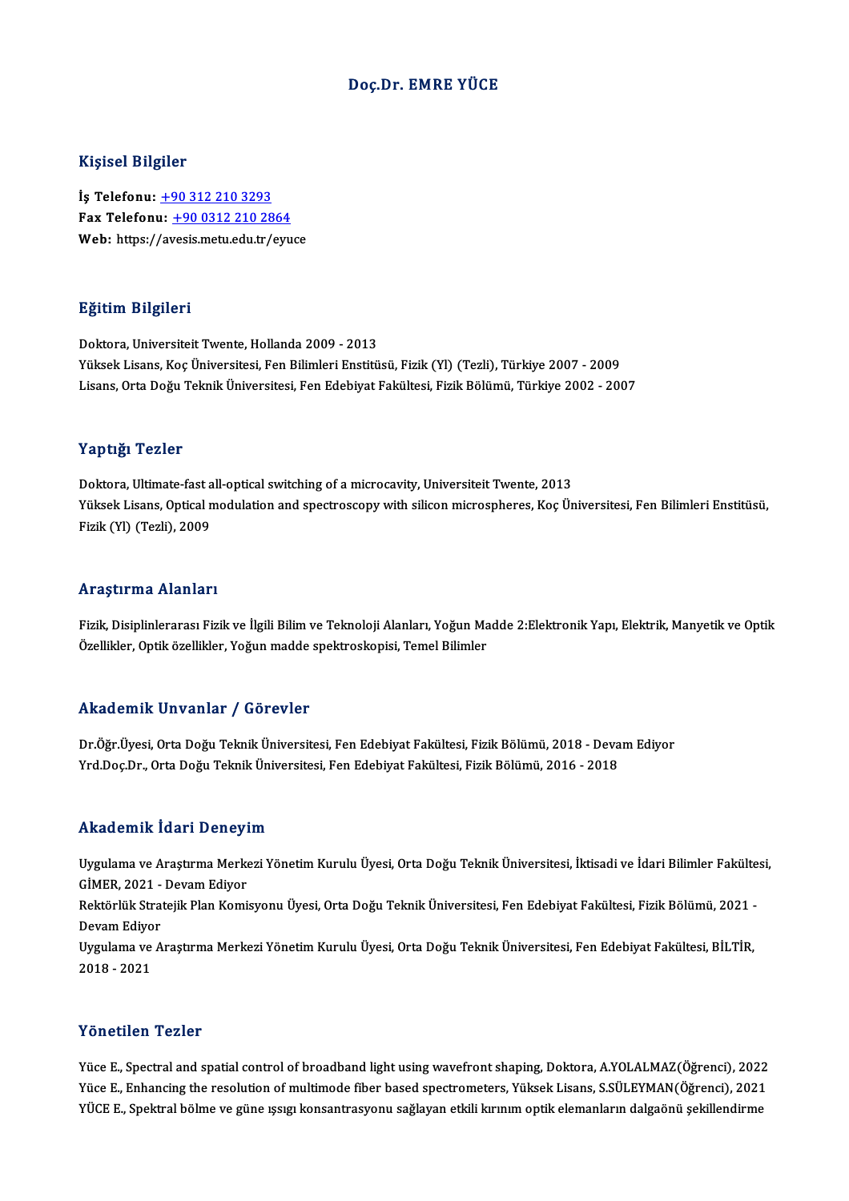# Doç.Dr. EMRE YÜCE

## Kişisel Bilgiler

**İş Telefonu:** +90 312 210 3293
**Fax Telefonu:** +90 0312 210 2864
**Web:** https://avesis.metu.edu.tr/eyuce

## Eğitim Bilgileri

Doktora, Universiteit Twente, Hollanda 2009 - 2013
Yüksek Lisans, Koç Üniversitesi, Fen Bilimleri Enstitüsü, Fizik (Yl) (Tezli), Türkiye 2007 - 2009
Lisans, Orta Doğu Teknik Üniversitesi, Fen Edebiyat Fakültesi, Fizik Bölümü, Türkiye 2002 - 2007

## Yaptığı Tezler

Doktora, Ultimate-fast all-optical switching of a microcavity, Universiteit Twente, 2013
Yüksek Lisans, Optical modulation and spectroscopy with silicon microspheres, Koç Üniversitesi, Fen Bilimleri Enstitüsü, Fizik (Yl) (Tezli), 2009

## Araştırma Alanları

Fizik, Disiplinlerarası Fizik ve İlgili Bilim ve Teknoloji Alanları, Yoğun Madde 2:Elektronik Yapı, Elektrik, Manyetik ve Optik Özellikler, Optik özellikler, Yoğun madde spektroskopisi, Temel Bilimler

## Akademik Unvanlar / Görevler

Dr.Öğr.Üyesi, Orta Doğu Teknik Üniversitesi, Fen Edebiyat Fakültesi, Fizik Bölümü, 2018 - Devam Ediyor
Yrd.Doç.Dr., Orta Doğu Teknik Üniversitesi, Fen Edebiyat Fakültesi, Fizik Bölümü, 2016 - 2018

## Akademik İdari Deneyim

Uygulama ve Araştırma Merkezi Yönetim Kurulu Üyesi, Orta Doğu Teknik Üniversitesi, İktisadi ve İdari Bilimler Fakültesi, GİMER, 2021 - Devam Ediyor
Rektörlük Stratejik Plan Komisyonu Üyesi, Orta Doğu Teknik Üniversitesi, Fen Edebiyat Fakültesi, Fizik Bölümü, 2021 - Devam Ediyor
Uygulama ve Araştırma Merkezi Yönetim Kurulu Üyesi, Orta Doğu Teknik Üniversitesi, Fen Edebiyat Fakültesi, BİLTİR, 2018 - 2021

## Yönetilen Tezler

Yüce E., Spectral and spatial control of broadband light using wavefront shaping, Doktora, A.YOLALMAZ(Öğrenci), 2022
Yüce E., Enhancing the resolution of multimode fiber based spectrometers, Yüksek Lisans, S.SÜLEYMAN(Öğrenci), 2021
YÜCE E., Spektral bölme ve güne ışıgı konsantrasyonu sağlayan etkili kırınım optik elemanların dalgaönü şekillendirme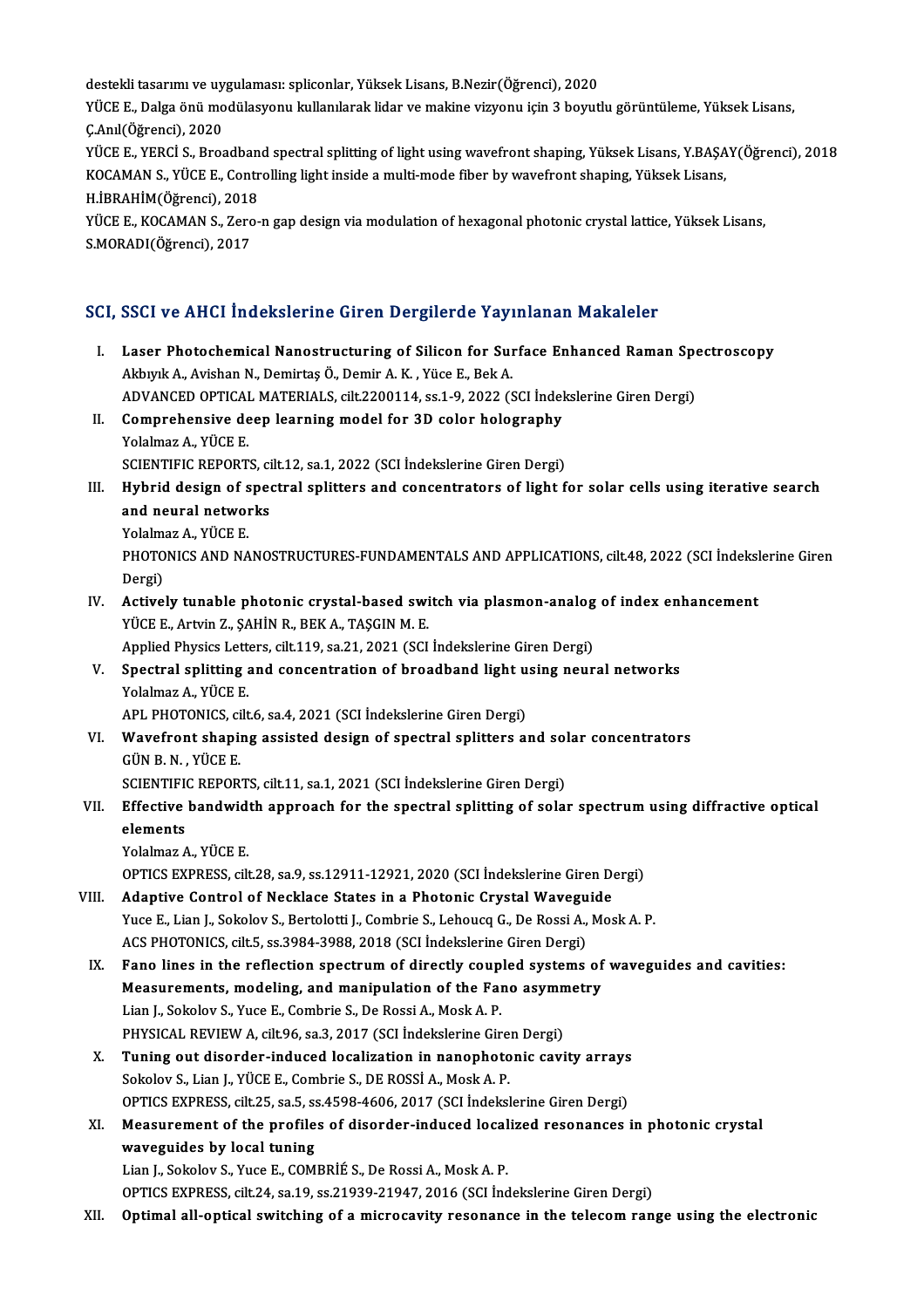destekli tasarımı ve uygulaması: spliconlar, Yüksek Lisans, B.Nezir(Öğrenci), 2020

YÜCE E., Dalga önü modülasyonu kullanılarak lidar ve makine vizyonu için 3 boyutlu görüntüleme, Yüksek Lisans, Ç.Anıl(Öğrenci), 2020

YÜCE E., YERCİ S., Broadband spectral splitting of light using wavefront shaping, Yüksek Lisans, Y.BAŞAY(Öğrenci), 2018

KOCAMAN S., YÜCE E., Controlling light inside a multi-mode fiber by wavefront shaping, Yüksek Lisans, H.İBRAHİM(Öğrenci), 2018

YÜCE E., KOCAMAN S., Zero-n gap design via modulation of hexagonal photonic crystal lattice, Yüksek Lisans, S.MORADI(Öğrenci), 2017

## SCI, SSCI ve AHCI İndekslerine Giren Dergilerde Yayınlanan Makaleler

I. **Laser Photochemical Nanostructuring of Silicon for Surface Enhanced Raman Spectroscopy**
Akbıyık A., Avishan N., Demirtaş Ö., Demir A. K. , Yüce E., Bek A.
ADVANCED OPTICAL MATERIALS, cilt.2200114, ss.1-9, 2022 (SCI İndekslerine Giren Dergi)

II. **Comprehensive deep learning model for 3D color holography**
Yolalmaz A., YÜCE E.
SCIENTIFIC REPORTS, cilt.12, sa.1, 2022 (SCI İndekslerine Giren Dergi)

III. **Hybrid design of spectral splitters and concentrators of light for solar cells using iterative search and neural networks**
Yolalmaz A., YÜCE E.
PHOTONICS AND NANOSTRUCTURES-FUNDAMENTALS AND APPLICATIONS, cilt.48, 2022 (SCI İndekslerine Giren Dergi)

IV. **Actively tunable photonic crystal-based switch via plasmon-analog of index enhancement**
YÜCE E., Artvin Z., ŞAHİN R., BEK A., TAŞGIN M. E.
Applied Physics Letters, cilt.119, sa.21, 2021 (SCI İndekslerine Giren Dergi)

V. **Spectral splitting and concentration of broadband light using neural networks**
Yolalmaz A., YÜCE E.
APL PHOTONICS, cilt.6, sa.4, 2021 (SCI İndekslerine Giren Dergi)

VI. **Wavefront shaping assisted design of spectral splitters and solar concentrators**
GÜN B. N. , YÜCE E.
SCIENTIFIC REPORTS, cilt.11, sa.1, 2021 (SCI İndekslerine Giren Dergi)

VII. **Effective bandwidth approach for the spectral splitting of solar spectrum using diffractive optical elements**
Yolalmaz A., YÜCE E.
OPTICS EXPRESS, cilt.28, sa.9, ss.12911-12921, 2020 (SCI İndekslerine Giren Dergi)

VIII. **Adaptive Control of Necklace States in a Photonic Crystal Waveguide**
Yuce E., Lian J., Sokolov S., Bertolotti J., Combrie S., Lehoucq G., De Rossi A., Mosk A. P.
ACS PHOTONICS, cilt.5, ss.3984-3988, 2018 (SCI İndekslerine Giren Dergi)

IX. **Fano lines in the reflection spectrum of directly coupled systems of waveguides and cavities: Measurements, modeling, and manipulation of the Fano asymmetry**
Lian J., Sokolov S., Yuce E., Combrie S., De Rossi A., Mosk A. P.
PHYSICAL REVIEW A, cilt.96, sa.3, 2017 (SCI İndekslerine Giren Dergi)

X. **Tuning out disorder-induced localization in nanophotonic cavity arrays**
Sokolov S., Lian J., YÜCE E., Combrie S., DE ROSSİ A., Mosk A. P.
OPTICS EXPRESS, cilt.25, sa.5, ss.4598-4606, 2017 (SCI İndekslerine Giren Dergi)

XI. **Measurement of the profiles of disorder-induced localized resonances in photonic crystal waveguides by local tuning**
Lian J., Sokolov S., Yuce E., COMBRİÉ S., De Rossi A., Mosk A. P.
OPTICS EXPRESS, cilt.24, sa.19, ss.21939-21947, 2016 (SCI İndekslerine Giren Dergi)

XII. **Optimal all-optical switching of a microcavity resonance in the telecom range using the electronic**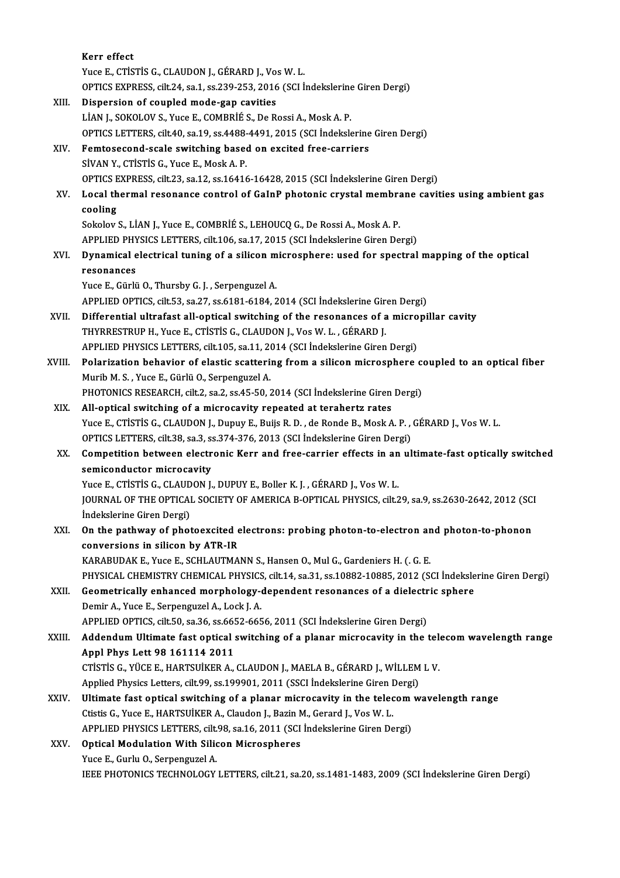**Kerr effect**
Yuce E., CTİSTİS G., CLAUDON J., GÉRARD J., Vos W. L.
OPTICS EXPRESS, cilt.24, sa.1, ss.239-253, 2016 (SCI İndekslerine Giren Dergi)

XIII. **Dispersion of coupled mode-gap cavities**
LİAN J., SOKOLOV S., Yuce E., COMBRİÉ S., De Rossi A., Mosk A. P.
OPTICS LETTERS, cilt.40, sa.19, ss.4488-4491, 2015 (SCI İndekslerine Giren Dergi)

XIV. **Femtosecond-scale switching based on excited free-carriers**
SİVAN Y., CTİSTİS G., Yuce E., Mosk A. P.
OPTICS EXPRESS, cilt.23, sa.12, ss.16416-16428, 2015 (SCI İndekslerine Giren Dergi)

XV. **Local thermal resonance control of GaInP photonic crystal membrane cavities using ambient gas cooling**
Sokolov S., LİAN J., Yuce E., COMBRİÉ S., LEHOUCQ G., De Rossi A., Mosk A. P.
APPLIED PHYSICS LETTERS, cilt.106, sa.17, 2015 (SCI İndekslerine Giren Dergi)

XVI. **Dynamical electrical tuning of a silicon microsphere: used for spectral mapping of the optical resonances**
Yuce E., Gürlü O., Thursby G. J. , Serpenguzel A.
APPLIED OPTICS, cilt.53, sa.27, ss.6181-6184, 2014 (SCI İndekslerine Giren Dergi)

XVII. **Differential ultrafast all-optical switching of the resonances of a micropillar cavity**
THYRRESTRUP H., Yuce E., CTİSTİS G., CLAUDON J., Vos W. L. , GÉRARD J.
APPLIED PHYSICS LETTERS, cilt.105, sa.11, 2014 (SCI İndekslerine Giren Dergi)

XVIII. **Polarization behavior of elastic scattering from a silicon microsphere coupled to an optical fiber**
Murib M. S. , Yuce E., Gürlü O., Serpenguzel A.
PHOTONICS RESEARCH, cilt.2, sa.2, ss.45-50, 2014 (SCI İndekslerine Giren Dergi)

XIX. **All-optical switching of a microcavity repeated at terahertz rates**
Yuce E., CTİSTİS G., CLAUDON J., Dupuy E., Buijs R. D. , de Ronde B., Mosk A. P. , GÉRARD J., Vos W. L.
OPTICS LETTERS, cilt.38, sa.3, ss.374-376, 2013 (SCI İndekslerine Giren Dergi)

XX. **Competition between electronic Kerr and free-carrier effects in an ultimate-fast optically switched semiconductor microcavity**
Yuce E., CTİSTİS G., CLAUDON J., DUPUY E., Boller K. J. , GÉRARD J., Vos W. L.
JOURNAL OF THE OPTICAL SOCIETY OF AMERICA B-OPTICAL PHYSICS, cilt.29, sa.9, ss.2630-2642, 2012 (SCI İndekslerine Giren Dergi)

XXI. **On the pathway of photoexcited electrons: probing photon-to-electron and photon-to-phonon conversions in silicon by ATR-IR**
KARABUDAK E., Yuce E., SCHLAUTMANN S., Hansen O., Mul G., Gardeniers H. ( G. E.
PHYSICAL CHEMISTRY CHEMICAL PHYSICS, cilt.14, sa.31, ss.10882-10885, 2012 (SCI İndekslerine Giren Dergi)

XXII. **Geometrically enhanced morphology-dependent resonances of a dielectric sphere**
Demir A., Yuce E., Serpenguzel A., Lock J. A.
APPLIED OPTICS, cilt.50, sa.36, ss.6652-6656, 2011 (SCI İndekslerine Giren Dergi)

XXIII. **Addendum Ultimate fast optical switching of a planar microcavity in the telecom wavelength range Appl Phys Lett 98 161114 2011**
CTİSTİS G., YÜCE E., HARTSUİKER A., CLAUDON J., MAELA B., GÉRARD J., WİLLEM L V.
Applied Physics Letters, cilt.99, ss.199901, 2011 (SSCI İndekslerine Giren Dergi)

XXIV. **Ultimate fast optical switching of a planar microcavity in the telecom wavelength range**
Ctistis G., Yuce E., HARTSUİKER A., Claudon J., Bazin M., Gerard J., Vos W. L.
APPLIED PHYSICS LETTERS, cilt.98, sa.16, 2011 (SCI İndekslerine Giren Dergi)

XXV. **Optical Modulation With Silicon Microspheres**
Yuce E., Gurlu O., Serpenguzel A.
IEEE PHOTONICS TECHNOLOGY LETTERS, cilt.21, sa.20, ss.1481-1483, 2009 (SCI İndekslerine Giren Dergi)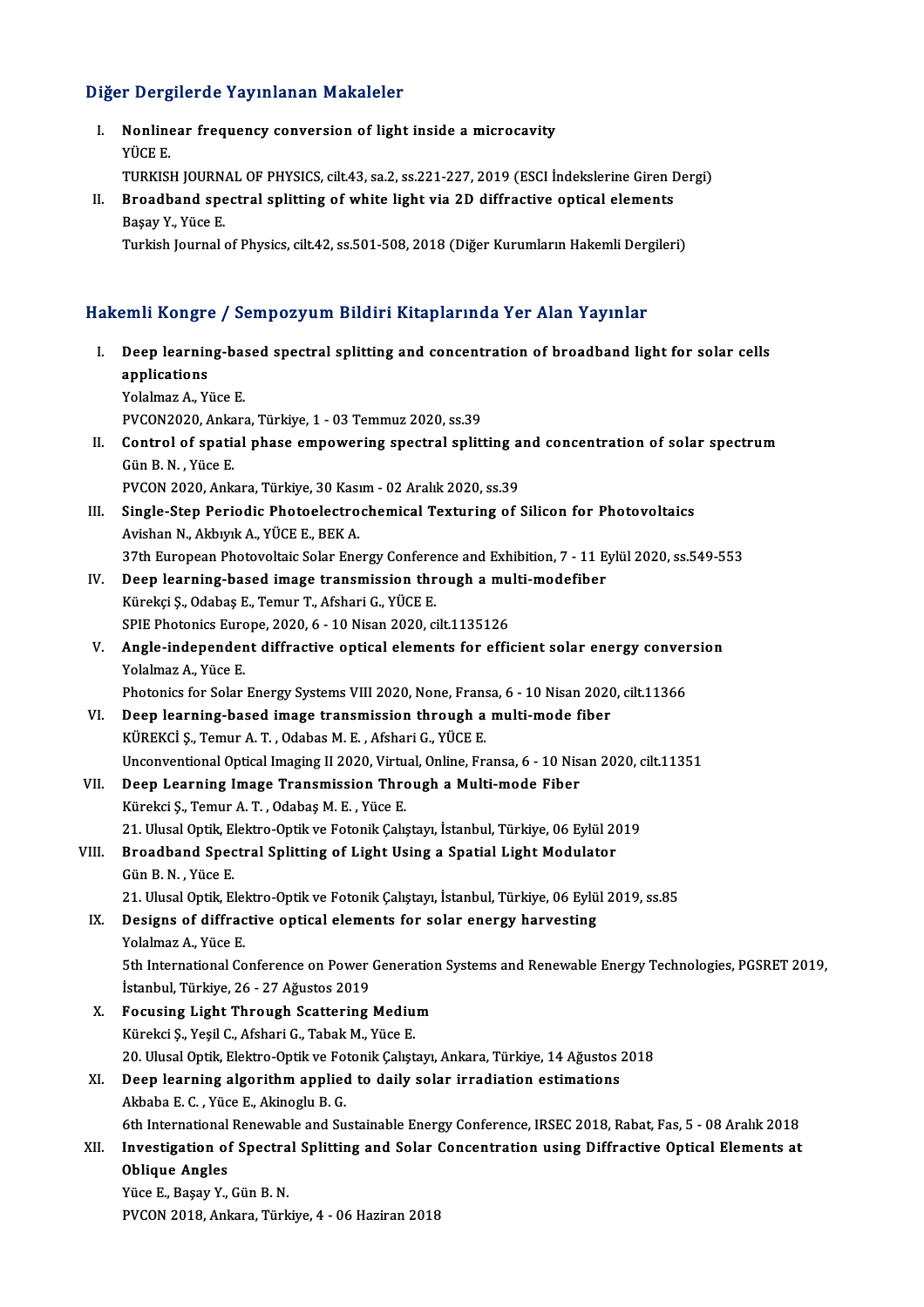## Diğer Dergilerde Yayınlanan Makaleler

I. **Nonlinear frequency conversion of light inside a microcavity**
   YÜCE E.
   TURKISH JOURNAL OF PHYSICS, cilt.43, sa.2, ss.221-227, 2019 (ESCI İndekslerine Giren Dergi)

II. **Broadband spectral splitting of white light via 2D diffractive optical elements**
   Başay Y., Yüce E.
   Turkish Journal of Physics, cilt.42, ss.501-508, 2018 (Diğer Kurumların Hakemli Dergileri)

## Hakemli Kongre / Sempozyum Bildiri Kitaplarında Yer Alan Yayınlar

I. **Deep learning-based spectral splitting and concentration of broadband light for solar cells applications**
   Yolalmaz A., Yüce E.
   PVCON2020, Ankara, Türkiye, 1 - 03 Temmuz 2020, ss.39

II. **Control of spatial phase empowering spectral splitting and concentration of solar spectrum**
   Gün B. N. , Yüce E.
   PVCON 2020, Ankara, Türkiye, 30 Kasım - 02 Aralık 2020, ss.39

III. **Single-Step Periodic Photoelectrochemical Texturing of Silicon for Photovoltaics**
   Avishan N., Akbıyık A., YÜCE E., BEK A.
   37th European Photovoltaic Solar Energy Conference and Exhibition, 7 - 11 Eylül 2020, ss.549-553

IV. **Deep learning-based image transmission through a multi-modefiber**
   Kürekçi Ş., Odabaş E., Temur T., Afshari G., YÜCE E.
   SPIE Photonics Europe, 2020, 6 - 10 Nisan 2020, cilt.1135126

V. **Angle-independent diffractive optical elements for efficient solar energy conversion**
   Yolalmaz A., Yüce E.
   Photonics for Solar Energy Systems VIII 2020, None, Fransa, 6 - 10 Nisan 2020, cilt.11366

VI. **Deep learning-based image transmission through a multi-mode fiber**
   KÜREKCİ Ş., Temur A. T. , Odabas M. E. , Afshari G., YÜCE E.
   Unconventional Optical Imaging II 2020, Virtual, Online, Fransa, 6 - 10 Nisan 2020, cilt.11351

VII. **Deep Learning Image Transmission Through a Multi-mode Fiber**
   Kürekci Ş., Temur A. T. , Odabaş M. E. , Yüce E.
   21. Ulusal Optik, Elektro-Optik ve Fotonik Çalıştayı, İstanbul, Türkiye, 06 Eylül 2019

VIII. **Broadband Spectral Splitting of Light Using a Spatial Light Modulator**
   Gün B. N. , Yüce E.
   21. Ulusal Optik, Elektro-Optik ve Fotonik Çalıştayı, İstanbul, Türkiye, 06 Eylül 2019, ss.85

IX. **Designs of diffractive optical elements for solar energy harvesting**
   Yolalmaz A., Yüce E.
   5th International Conference on Power Generation Systems and Renewable Energy Technologies, PGSRET 2019, İstanbul, Türkiye, 26 - 27 Ağustos 2019

X. **Focusing Light Through Scattering Medium**
   Kürekci Ş., Yeşil C., Afshari G., Tabak M., Yüce E.
   20. Ulusal Optik, Elektro-Optik ve Fotonik Çalıştayı, Ankara, Türkiye, 14 Ağustos 2018

XI. **Deep learning algorithm applied to daily solar irradiation estimations**
   Akbaba E. C. , Yüce E., Akinoglu B. G.
   6th International Renewable and Sustainable Energy Conference, IRSEC 2018, Rabat, Fas, 5 - 08 Aralık 2018

XII. **Investigation of Spectral Splitting and Solar Concentration using Diffractive Optical Elements at Oblique Angles**
   Yüce E., Başay Y., Gün B. N.
   PVCON 2018, Ankara, Türkiye, 4 - 06 Haziran 2018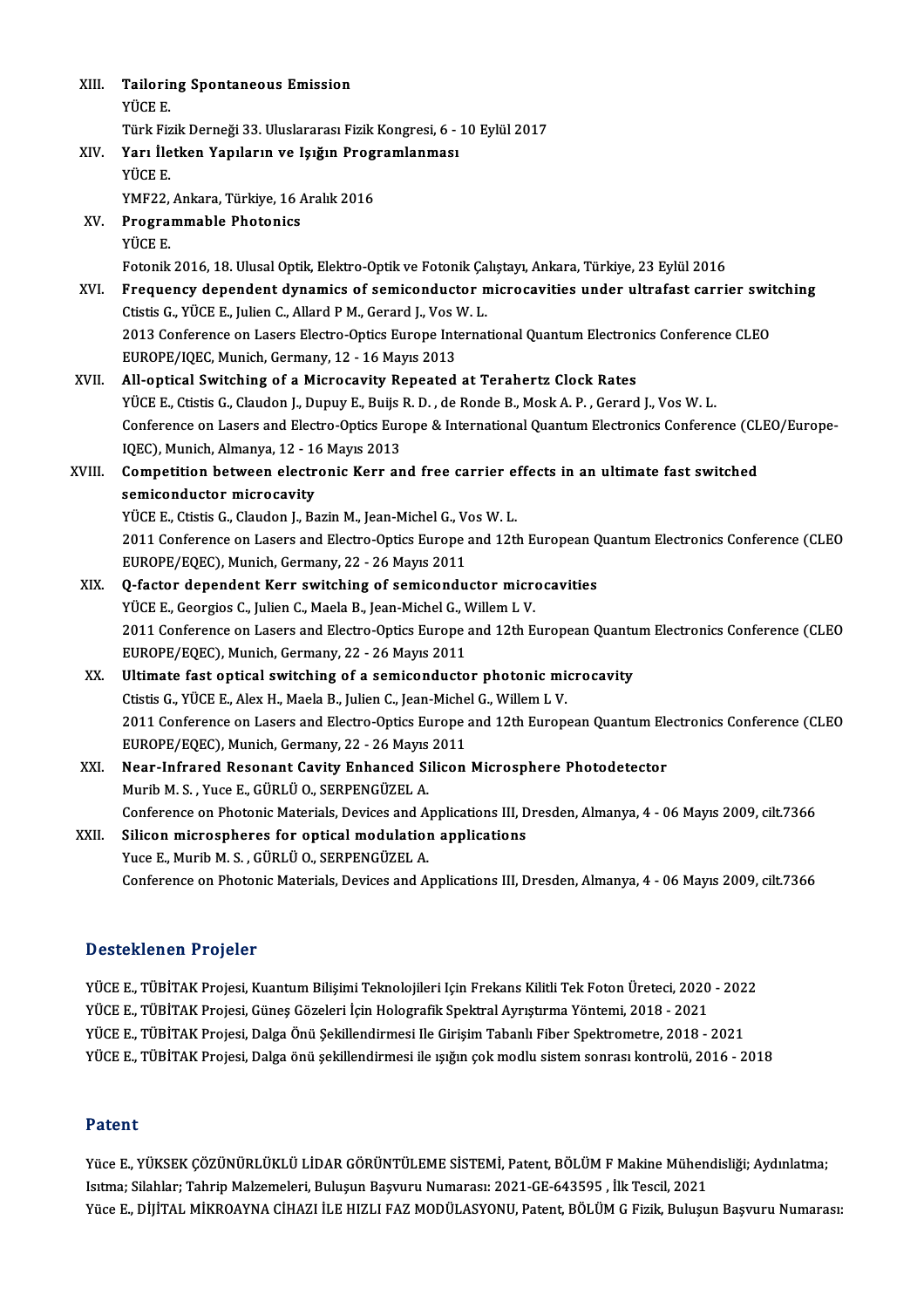XIII. **Tailoring Spontaneous Emission**
YÜCE E.
Türk Fizik Derneği 33. Uluslararası Fizik Kongresi, 6 - 10 Eylül 2017

XIV. **Yarı İletken Yapıların ve Işığın Programlanması**
YÜCE E.
YMF22, Ankara, Türkiye, 16 Aralık 2016

XV. **Programmable Photonics**
YÜCE E.
Fotonik 2016, 18. Ulusal Optik, Elektro-Optik ve Fotonik Çalıştayı, Ankara, Türkiye, 23 Eylül 2016

XVI. **Frequency dependent dynamics of semiconductor microcavities under ultrafast carrier switching**
Ctistis G., YÜCE E., Julien C., Allard P M., Gerard J., Vos W. L.
2013 Conference on Lasers Electro-Optics Europe International Quantum Electronics Conference CLEO EUROPE/IQEC, Munich, Germany, 12 - 16 Mayıs 2013

XVII. **All-optical Switching of a Microcavity Repeated at Terahertz Clock Rates**
YÜCE E., Ctistis G., Claudon J., Dupuy E., Buijs R. D. , de Ronde B., Mosk A. P. , Gerard J., Vos W. L.
Conference on Lasers and Electro-Optics Europe & International Quantum Electronics Conference (CLEO/Europe-IQEC), Munich, Almanya, 12 - 16 Mayıs 2013

XVIII. **Competition between electronic Kerr and free carrier effects in an ultimate fast switched semiconductor microcavity**
YÜCE E., Ctistis G., Claudon J., Bazin M., Jean-Michel G., Vos W. L.
2011 Conference on Lasers and Electro-Optics Europe and 12th European Quantum Electronics Conference (CLEO EUROPE/EQEC), Munich, Germany, 22 - 26 Mayıs 2011

XIX. **Q-factor dependent Kerr switching of semiconductor microcavities**
YÜCE E., Georgios C., Julien C., Maela B., Jean-Michel G., Willem L V.
2011 Conference on Lasers and Electro-Optics Europe and 12th European Quantum Electronics Conference (CLEO EUROPE/EQEC), Munich, Germany, 22 - 26 Mayıs 2011

XX. **Ultimate fast optical switching of a semiconductor photonic microcavity**
Ctistis G., YÜCE E., Alex H., Maela B., Julien C., Jean-Michel G., Willem L V.
2011 Conference on Lasers and Electro-Optics Europe and 12th European Quantum Electronics Conference (CLEO EUROPE/EQEC), Munich, Germany, 22 - 26 Mayıs 2011

XXI. **Near-Infrared Resonant Cavity Enhanced Silicon Microsphere Photodetector**
Murib M. S. , Yuce E., GÜRLÜ O., SERPENGÜZEL A.
Conference on Photonic Materials, Devices and Applications III, Dresden, Almanya, 4 - 06 Mayıs 2009, cilt.7366

XXII. **Silicon microspheres for optical modulation applications**
Yuce E., Murib M. S. , GÜRLÜ O., SERPENGÜZEL A.
Conference on Photonic Materials, Devices and Applications III, Dresden, Almanya, 4 - 06 Mayıs 2009, cilt.7366

## Desteklenen Projeler

YÜCE E., TÜBİTAK Projesi, Kuantum Bilişimi Teknolojileri Için Frekans Kilitli Tek Foton Üreteci, 2020 - 2022
YÜCE E., TÜBİTAK Projesi, Güneş Gözeleri İçin Holografik Spektral Ayrıştırma Yöntemi, 2018 - 2021
YÜCE E., TÜBİTAK Projesi, Dalga Önü Şekillendirmesi Ile Girişim Tabanlı Fiber Spektrometre, 2018 - 2021
YÜCE E., TÜBİTAK Projesi, Dalga önü şekillendirmesi ile ışığın çok modlu sistem sonrası kontrolü, 2016 - 2018

## Patent

Yüce E., YÜKSEK ÇÖZÜNÜRLÜKLÜ LİDAR GÖRÜNTÜLEME SİSTEMİ, Patent, BÖLÜM F Makine Mühendisliği; Aydınlatma; Isıtma; Silahlar; Tahrip Malzemeleri, Buluşun Başvuru Numarası: 2021-GE-643595 , İlk Tescil, 2021
Yüce E., DİJİTAL MİKROAYNA CİHAZI İLE HIZLI FAZ MODÜLASYONU, Patent, BÖLÜM G Fizik, Buluşun Başvuru Numarası: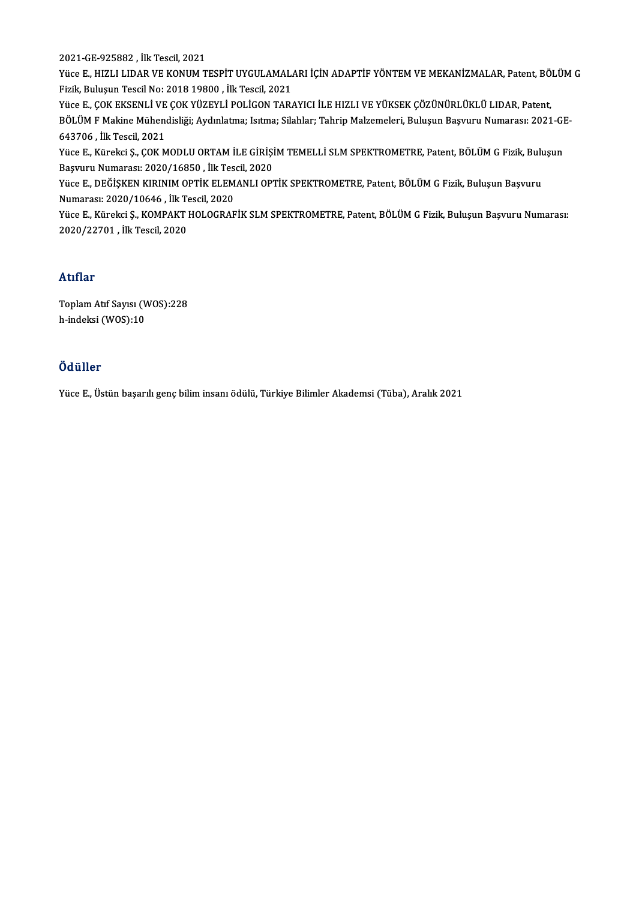2021-GE-925882 , İlk Tescil, 2021

Yüce E., HIZLI LIDAR VE KONUM TESPİT UYGULAMALARI İÇİN ADAPTİF YÖNTEM VE MEKANİZMALAR, Patent, BÖLÜM G Fizik, Buluşun Tescil No: 2018 19800 , İlk Tescil, 2021

Yüce E., ÇOK EKSENLİ VE ÇOK YÜZEYLİ POLİGON TARAYICI İLE HIZLI VE YÜKSEK ÇÖZÜNÜRLÜKLÜ LIDAR, Patent, BÖLÜM F Makine Mühendisliği; Aydınlatma; Isıtma; Silahlar; Tahrip Malzemeleri, Buluşun Başvuru Numarası: 2021-GE-643706 , İlk Tescil, 2021

Yüce E., Kürekci Ş., ÇOK MODLU ORTAM İLE GİRİŞİM TEMELLİ SLM SPEKTROMETRE, Patent, BÖLÜM G Fizik, Buluşun Başvuru Numarası: 2020/16850 , İlk Tescil, 2020

Yüce E., DEĞİŞKEN KIRINIM OPTİK ELEMANLI OPTİK SPEKTROMETRE, Patent, BÖLÜM G Fizik, Buluşun Başvuru Numarası: 2020/10646 , İlk Tescil, 2020

Yüce E., Kürekci Ş., KOMPAKT HOLOGRAFİK SLM SPEKTROMETRE, Patent, BÖLÜM G Fizik, Buluşun Başvuru Numarası: 2020/22701 , İlk Tescil, 2020

## Atıflar

Toplam Atıf Sayısı (WOS):228
h-indeksi (WOS):10

## Ödüller

Yüce E., Üstün başarılı genç bilim insanı ödülü, Türkiye Bilimler Akademsi (Tüba), Aralık 2021